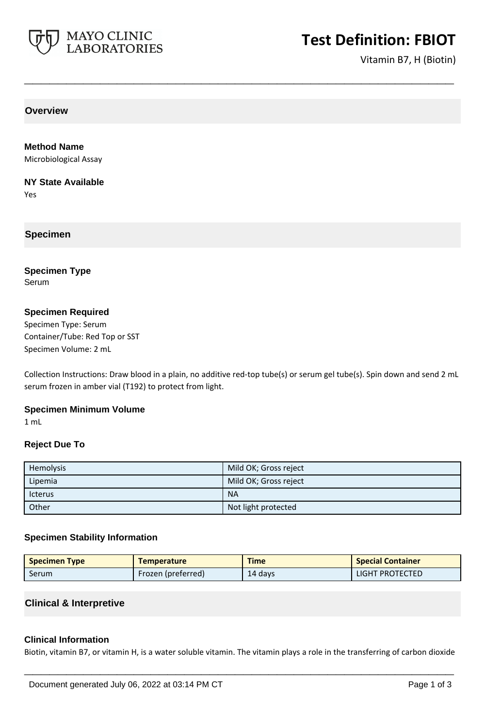# Test Definition: FBIOT

Vitamin B7, H (Biotin)

## Overview

### Method Name

Microbiological Assay

### NY State Available

Yes

## Specimen

### Specimen Type

Serum

### Specimen Required

Specimen Type: Serum
Container/Tube: Red Top or SST
Specimen Volume: 2 mL

Collection Instructions: Draw blood in a plain, no additive red-top tube(s) or serum gel tube(s). Spin down and send 2 mL serum frozen in amber vial (T192) to protect from light.

### Specimen Minimum Volume

1 mL

### Reject Due To

| | |
|---|---|
| Hemolysis | Mild OK; Gross reject |
| Lipemia | Mild OK; Gross reject |
| Icterus | NA |
| Other | Not light protected |

### Specimen Stability Information

| Specimen Type | Temperature | Time | Special Container |
|---|---|---|---|
| Serum | Frozen (preferred) | 14 days | LIGHT PROTECTED |

## Clinical & Interpretive

### Clinical Information

Biotin, vitamin B7, or vitamin H, is a water soluble vitamin. The vitamin plays a role in the transferring of carbon dioxide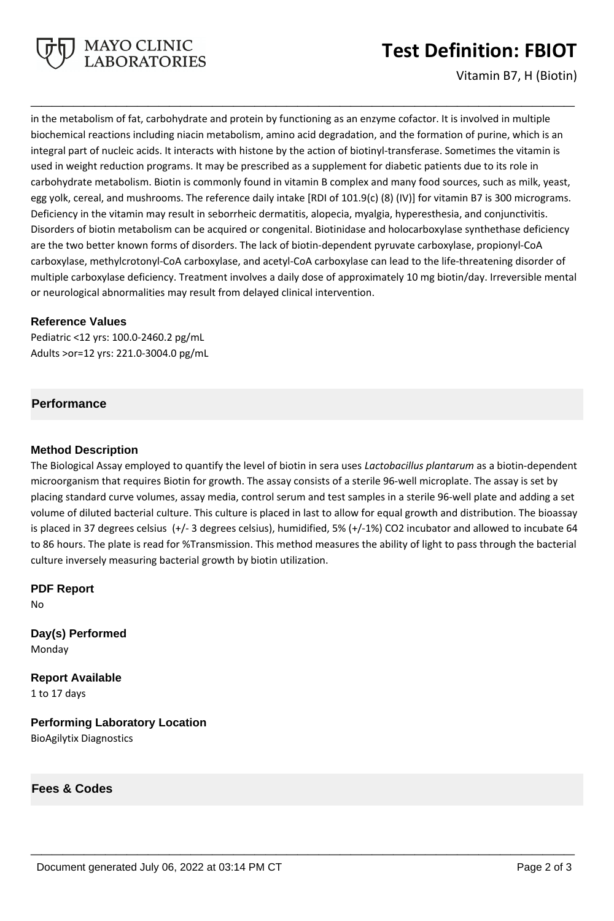in the metabolism of fat, carbohydrate and protein by functioning as an enzyme cofactor. It is involved in multiple biochemical reactions including niacin metabolism, amino acid degradation, and the formation of purine, which is an integral part of nucleic acids. It interacts with histone by the action of biotinyl-transferase. Sometimes the vitamin is used in weight reduction programs. It may be prescribed as a supplement for diabetic patients due to its role in carbohydrate metabolism. Biotin is commonly found in vitamin B complex and many food sources, such as milk, yeast, egg yolk, cereal, and mushrooms. The reference daily intake [RDI of 101.9(c) (8) (IV)] for vitamin B7 is 300 micrograms. Deficiency in the vitamin may result in seborrheic dermatitis, alopecia, myalgia, hyperesthesia, and conjunctivitis. Disorders of biotin metabolism can be acquired or congenital. Biotinidase and holocarboxylase synthethase deficiency are the two better known forms of disorders. The lack of biotin-dependent pyruvate carboxylase, propionyl-CoA carboxylase, methylcrotonyl-CoA carboxylase, and acetyl-CoA carboxylase can lead to the life-threatening disorder of multiple carboxylase deficiency. Treatment involves a daily dose of approximately 10 mg biotin/day. Irreversible mental or neurological abnormalities may result from delayed clinical intervention.

### Reference Values

Pediatric <12 yrs: 100.0-2460.2 pg/mL
Adults >or=12 yrs: 221.0-3004.0 pg/mL

## Performance

### Method Description

The Biological Assay employed to quantify the level of biotin in sera uses *Lactobacillus plantarum* as a biotin-dependent microorganism that requires Biotin for growth. The assay consists of a sterile 96-well microplate. The assay is set by placing standard curve volumes, assay media, control serum and test samples in a sterile 96-well plate and adding a set volume of diluted bacterial culture. This culture is placed in last to allow for equal growth and distribution. The bioassay is placed in 37 degrees celsius (+/- 3 degrees celsius), humidified, 5% (+/-1%) $CO_2$ incubator and allowed to incubate 64 to 86 hours. The plate is read for %Transmission. This method measures the ability of light to pass through the bacterial culture inversely measuring bacterial growth by biotin utilization.

### PDF Report

No

### Day(s) Performed

Monday

### Report Available

1 to 17 days

### Performing Laboratory Location

BioAgilytix Diagnostics

## Fees & Codes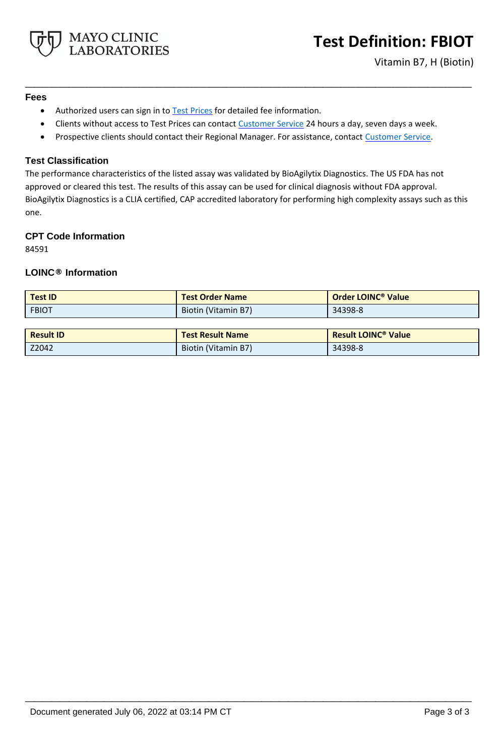## Fees

- Authorized users can sign in to Test Prices for detailed fee information.
- Clients without access to Test Prices can contact Customer Service 24 hours a day, seven days a week.
- Prospective clients should contact their Regional Manager. For assistance, contact Customer Service.

## Test Classification

The performance characteristics of the listed assay was validated by BioAgilytix Diagnostics. The US FDA has not approved or cleared this test. The results of this assay can be used for clinical diagnosis without FDA approval. BioAgilytix Diagnostics is a CLIA certified, CAP accredited laboratory for performing high complexity assays such as this one.

## CPT Code Information

84591

## LOINC® Information

| Test ID | Test Order Name | Order LOINC® Value |
|---|---|---|
| FBIOT | Biotin (Vitamin B7) | 34398-8 |

| Result ID | Test Result Name | Result LOINC® Value |
|---|---|---|
| Z2042 | Biotin (Vitamin B7) | 34398-8 |